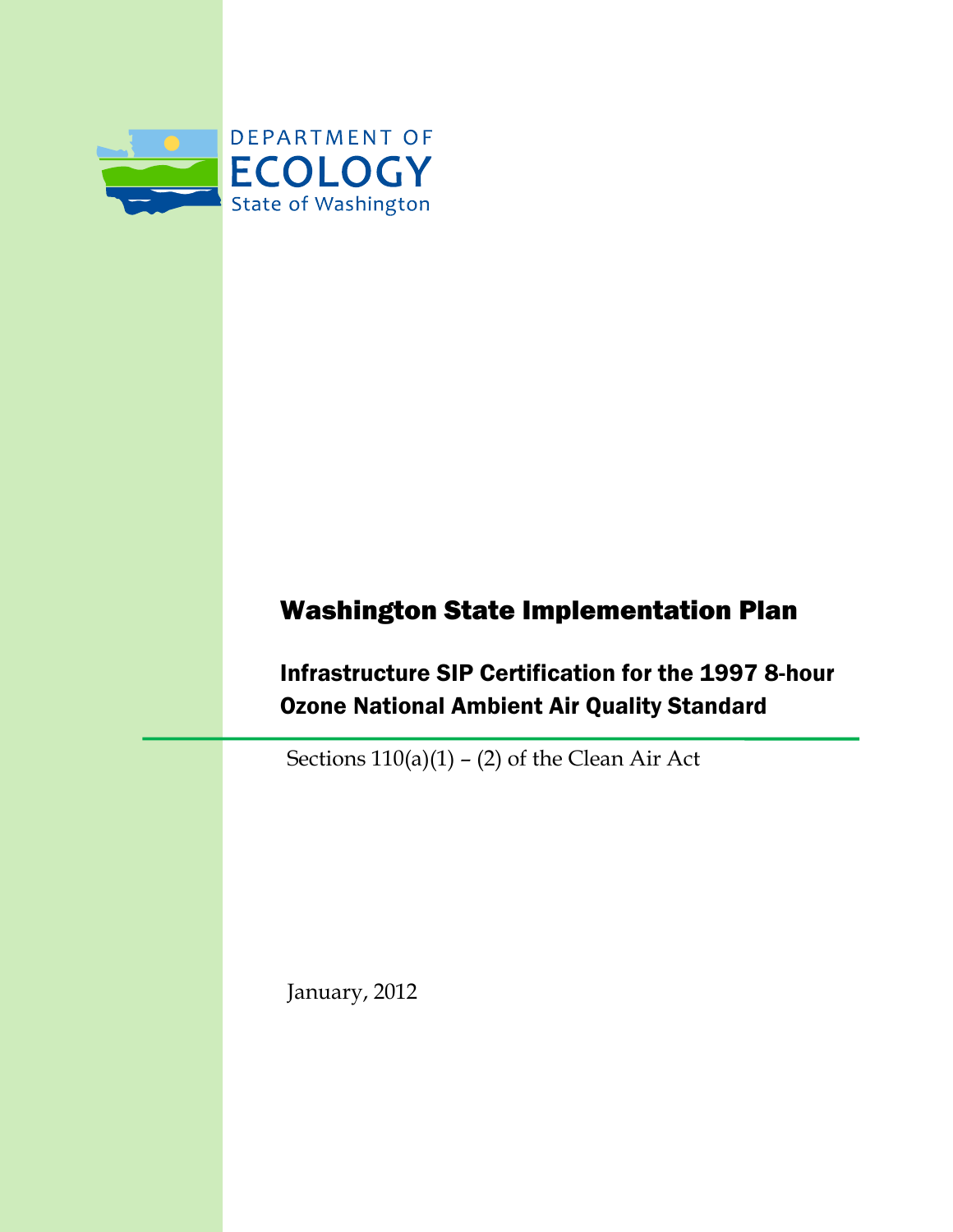DEPARTMENT OF
ECOLOGY
State of Washington

# Washington State Implementation Plan

## Infrastructure SIP Certification for the 1997 8-hour Ozone National Ambient Air Quality Standard

Sections 110(a)(1) – (2) of the Clean Air Act

January, 2012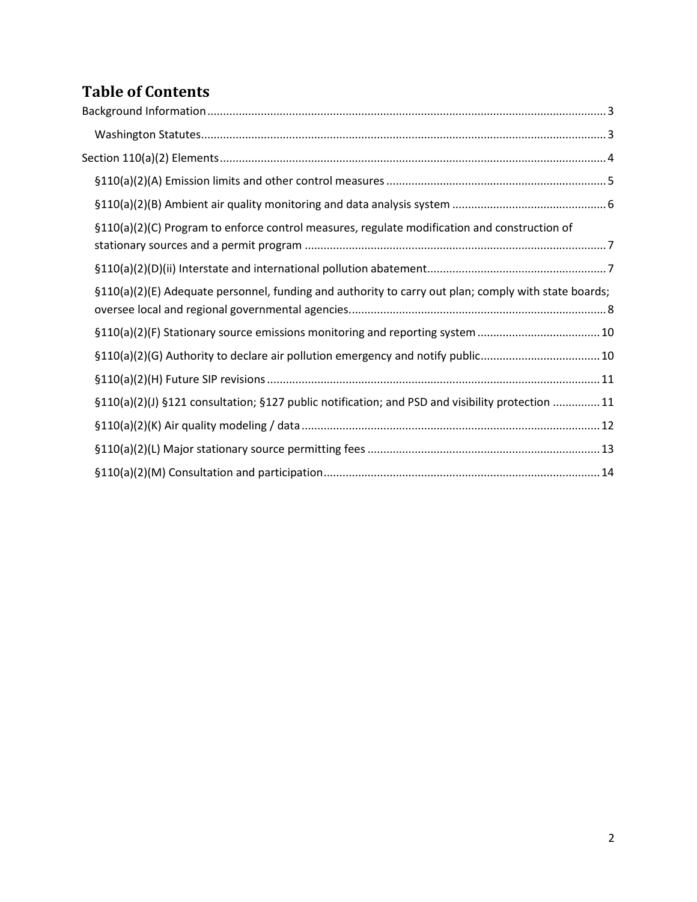# Table of Contents

- Background Information ..... 3
  - Washington Statutes ..... 3
- Section 110(a)(2) Elements ..... 4
  - §110(a)(2)(A) Emission limits and other control measures ..... 5
  - §110(a)(2)(B) Ambient air quality monitoring and data analysis system ..... 6
  - §110(a)(2)(C) Program to enforce control measures, regulate modification and construction of stationary sources and a permit program ..... 7
  - §110(a)(2)(D)(ii) Interstate and international pollution abatement ..... 7
  - §110(a)(2)(E) Adequate personnel, funding and authority to carry out plan; comply with state boards; oversee local and regional governmental agencies. ..... 8
  - §110(a)(2)(F) Stationary source emissions monitoring and reporting system ..... 10
  - §110(a)(2)(G) Authority to declare air pollution emergency and notify public ..... 10
  - §110(a)(2)(H) Future SIP revisions ..... 11
  - §110(a)(2)(J) §121 consultation; §127 public notification; and PSD and visibility protection ..... 11
  - §110(a)(2)(K) Air quality modeling / data ..... 12
  - §110(a)(2)(L) Major stationary source permitting fees ..... 13
  - §110(a)(2)(M) Consultation and participation ..... 14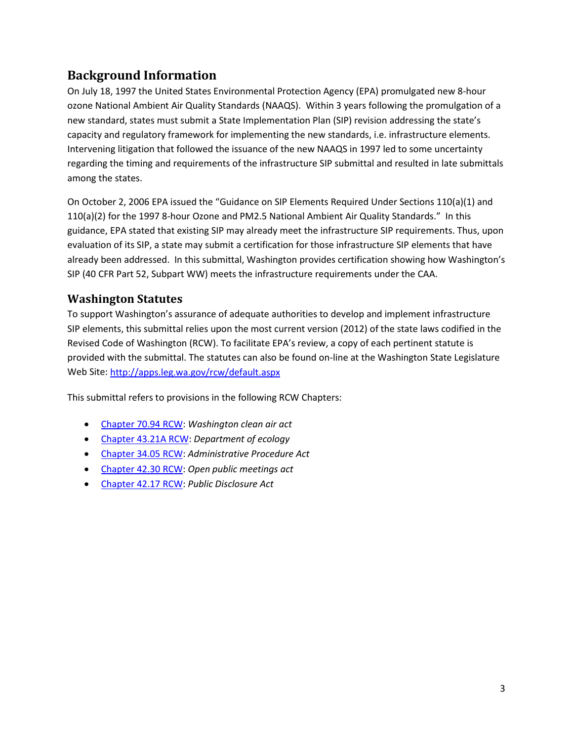## Background Information

On July 18, 1997 the United States Environmental Protection Agency (EPA) promulgated new 8-hour ozone National Ambient Air Quality Standards (NAAQS). Within 3 years following the promulgation of a new standard, states must submit a State Implementation Plan (SIP) revision addressing the state's capacity and regulatory framework for implementing the new standards, i.e. infrastructure elements. Intervening litigation that followed the issuance of the new NAAQS in 1997 led to some uncertainty regarding the timing and requirements of the infrastructure SIP submittal and resulted in late submittals among the states.

On October 2, 2006 EPA issued the "Guidance on SIP Elements Required Under Sections 110(a)(1) and 110(a)(2) for the 1997 8-hour Ozone and PM2.5 National Ambient Air Quality Standards." In this guidance, EPA stated that existing SIP may already meet the infrastructure SIP requirements. Thus, upon evaluation of its SIP, a state may submit a certification for those infrastructure SIP elements that have already been addressed. In this submittal, Washington provides certification showing how Washington's SIP (40 CFR Part 52, Subpart WW) meets the infrastructure requirements under the CAA.

### Washington Statutes

To support Washington's assurance of adequate authorities to develop and implement infrastructure SIP elements, this submittal relies upon the most current version (2012) of the state laws codified in the Revised Code of Washington (RCW). To facilitate EPA's review, a copy of each pertinent statute is provided with the submittal. The statutes can also be found on-line at the Washington State Legislature Web Site: http://apps.leg.wa.gov/rcw/default.aspx

This submittal refers to provisions in the following RCW Chapters:

- Chapter 70.94 RCW: *Washington clean air act*
- Chapter 43.21A RCW: *Department of ecology*
- Chapter 34.05 RCW: *Administrative Procedure Act*
- Chapter 42.30 RCW: *Open public meetings act*
- Chapter 42.17 RCW: *Public Disclosure Act*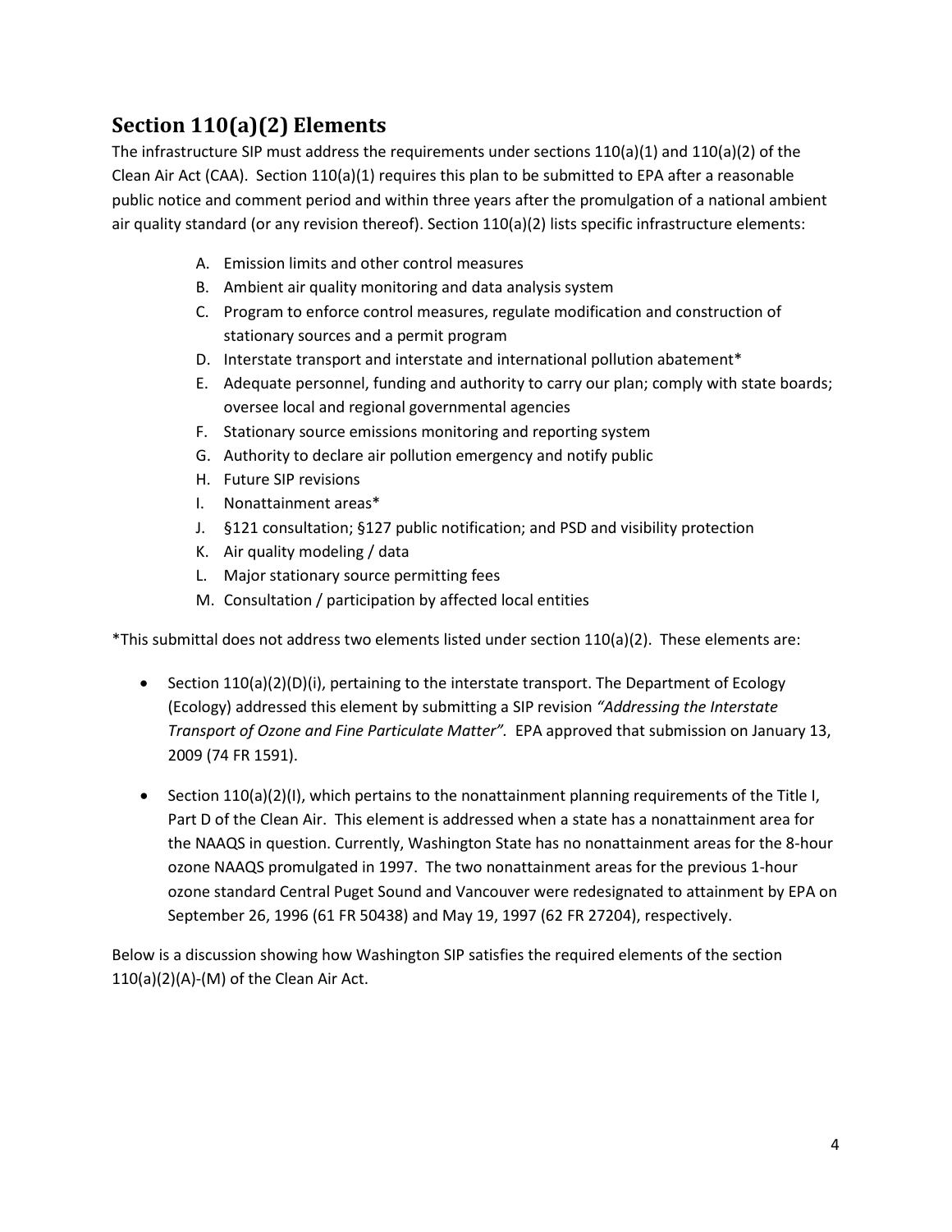## Section 110(a)(2) Elements

The infrastructure SIP must address the requirements under sections 110(a)(1) and 110(a)(2) of the Clean Air Act (CAA). Section 110(a)(1) requires this plan to be submitted to EPA after a reasonable public notice and comment period and within three years after the promulgation of a national ambient air quality standard (or any revision thereof). Section 110(a)(2) lists specific infrastructure elements:

A. Emission limits and other control measures
B. Ambient air quality monitoring and data analysis system
C. Program to enforce control measures, regulate modification and construction of stationary sources and a permit program
D. Interstate transport and interstate and international pollution abatement*
E. Adequate personnel, funding and authority to carry our plan; comply with state boards; oversee local and regional governmental agencies
F. Stationary source emissions monitoring and reporting system
G. Authority to declare air pollution emergency and notify public
H. Future SIP revisions
I. Nonattainment areas*
J. §121 consultation; §127 public notification; and PSD and visibility protection
K. Air quality modeling / data
L. Major stationary source permitting fees
M. Consultation / participation by affected local entities

*This submittal does not address two elements listed under section 110(a)(2). These elements are:

- Section 110(a)(2)(D)(i), pertaining to the interstate transport. The Department of Ecology (Ecology) addressed this element by submitting a SIP revision *"Addressing the Interstate Transport of Ozone and Fine Particulate Matter".* EPA approved that submission on January 13, 2009 (74 FR 1591).

- Section 110(a)(2)(I), which pertains to the nonattainment planning requirements of the Title I, Part D of the Clean Air. This element is addressed when a state has a nonattainment area for the NAAQS in question. Currently, Washington State has no nonattainment areas for the 8-hour ozone NAAQS promulgated in 1997. The two nonattainment areas for the previous 1-hour ozone standard Central Puget Sound and Vancouver were redesignated to attainment by EPA on September 26, 1996 (61 FR 50438) and May 19, 1997 (62 FR 27204), respectively.

Below is a discussion showing how Washington SIP satisfies the required elements of the section 110(a)(2)(A)-(M) of the Clean Air Act.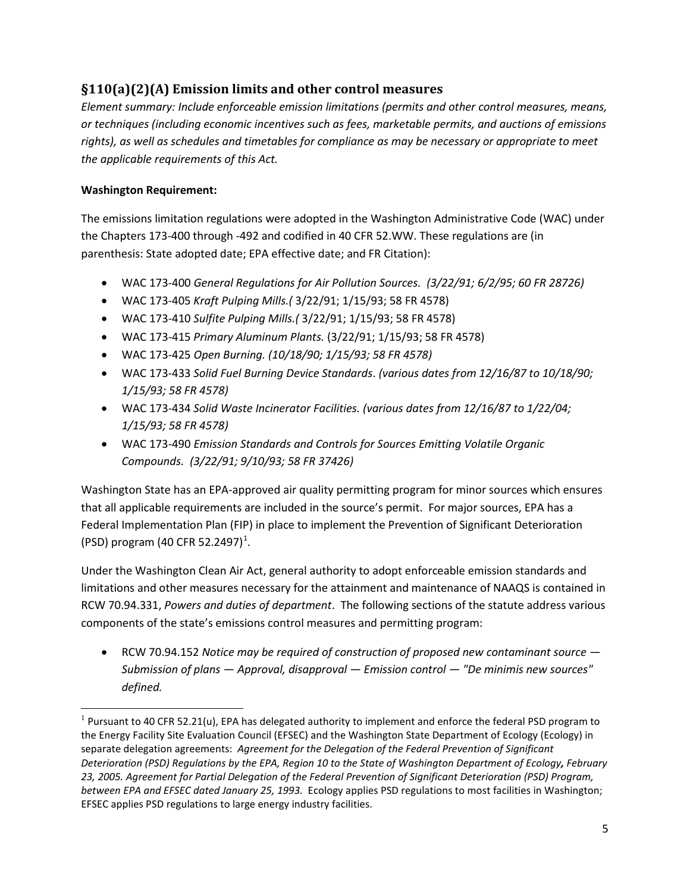## §110(a)(2)(A) Emission limits and other control measures

*Element summary: Include enforceable emission limitations (permits and other control measures, means, or techniques (including economic incentives such as fees, marketable permits, and auctions of emissions rights), as well as schedules and timetables for compliance as may be necessary or appropriate to meet the applicable requirements of this Act.*

**Washington Requirement:**

The emissions limitation regulations were adopted in the Washington Administrative Code (WAC) under the Chapters 173-400 through -492 and codified in 40 CFR 52.WW. These regulations are (in parenthesis: State adopted date; EPA effective date; and FR Citation):

- WAC 173-400 *General Regulations for Air Pollution Sources. (3/22/91; 6/2/95; 60 FR 28726)*
- WAC 173-405 *Kraft Pulping Mills.(* 3/22/91; 1/15/93; 58 FR 4578)
- WAC 173-410 *Sulfite Pulping Mills.(* 3/22/91; 1/15/93; 58 FR 4578)
- WAC 173-415 *Primary Aluminum Plants.* (3/22/91; 1/15/93; 58 FR 4578)
- WAC 173-425 *Open Burning. (10/18/90; 1/15/93; 58 FR 4578)*
- WAC 173-433 *Solid Fuel Burning Device Standards*. *(various dates from 12/16/87 to 10/18/90; 1/15/93; 58 FR 4578)*
- WAC 173-434 *Solid Waste Incinerator Facilities. (various dates from 12/16/87 to 1/22/04; 1/15/93; 58 FR 4578)*
- WAC 173-490 *Emission Standards and Controls for Sources Emitting Volatile Organic Compounds. (3/22/91; 9/10/93; 58 FR 37426)*

Washington State has an EPA-approved air quality permitting program for minor sources which ensures that all applicable requirements are included in the source's permit. For major sources, EPA has a Federal Implementation Plan (FIP) in place to implement the Prevention of Significant Deterioration (PSD) program (40 CFR 52.2497)[1].

Under the Washington Clean Air Act, general authority to adopt enforceable emission standards and limitations and other measures necessary for the attainment and maintenance of NAAQS is contained in RCW 70.94.331, *Powers and duties of department*. The following sections of the statute address various components of the state's emissions control measures and permitting program:

- RCW 70.94.152 *Notice may be required of construction of proposed new contaminant source — Submission of plans — Approval, disapproval — Emission control — "De minimis new sources" defined.*

---

[1] Pursuant to 40 CFR 52.21(u), EPA has delegated authority to implement and enforce the federal PSD program to the Energy Facility Site Evaluation Council (EFSEC) and the Washington State Department of Ecology (Ecology) in separate delegation agreements: *Agreement for the Delegation of the Federal Prevention of Significant Deterioration (PSD) Regulations by the EPA, Region 10 to the State of Washington Department of Ecology, February 23, 2005. Agreement for Partial Delegation of the Federal Prevention of Significant Deterioration (PSD) Program, between EPA and EFSEC dated January 25, 1993.* Ecology applies PSD regulations to most facilities in Washington; EFSEC applies PSD regulations to large energy industry facilities.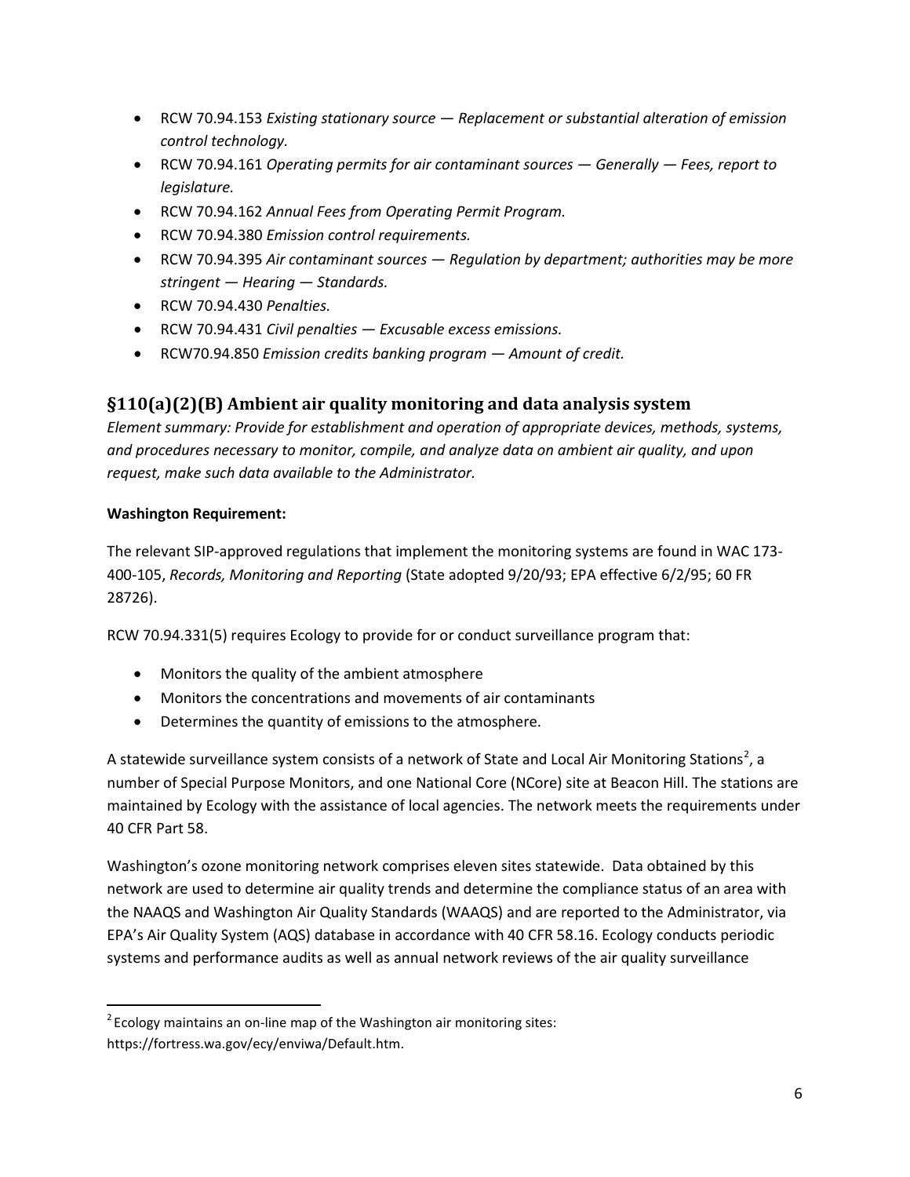- RCW 70.94.153 *Existing stationary source — Replacement or substantial alteration of emission control technology.*
- RCW 70.94.161 *Operating permits for air contaminant sources — Generally — Fees, report to legislature.*
- RCW 70.94.162 *Annual Fees from Operating Permit Program.*
- RCW 70.94.380 *Emission control requirements.*
- RCW 70.94.395 *Air contaminant sources — Regulation by department; authorities may be more stringent — Hearing — Standards.*
- RCW 70.94.430 *Penalties.*
- RCW 70.94.431 *Civil penalties — Excusable excess emissions.*
- RCW70.94.850 *Emission credits banking program — Amount of credit.*

## §110(a)(2)(B) Ambient air quality monitoring and data analysis system

*Element summary: Provide for establishment and operation of appropriate devices, methods, systems, and procedures necessary to monitor, compile, and analyze data on ambient air quality, and upon request, make such data available to the Administrator.*

**Washington Requirement:**

The relevant SIP-approved regulations that implement the monitoring systems are found in WAC 173-400-105, *Records, Monitoring and Reporting* (State adopted 9/20/93; EPA effective 6/2/95; 60 FR 28726).

RCW 70.94.331(5) requires Ecology to provide for or conduct surveillance program that:

- Monitors the quality of the ambient atmosphere
- Monitors the concentrations and movements of air contaminants
- Determines the quantity of emissions to the atmosphere.

A statewide surveillance system consists of a network of State and Local Air Monitoring Stations[2], a number of Special Purpose Monitors, and one National Core (NCore) site at Beacon Hill. The stations are maintained by Ecology with the assistance of local agencies. The network meets the requirements under 40 CFR Part 58.

Washington's ozone monitoring network comprises eleven sites statewide. Data obtained by this network are used to determine air quality trends and determine the compliance status of an area with the NAAQS and Washington Air Quality Standards (WAAQS) and are reported to the Administrator, via EPA's Air Quality System (AQS) database in accordance with 40 CFR 58.16. Ecology conducts periodic systems and performance audits as well as annual network reviews of the air quality surveillance

[2] Ecology maintains an on-line map of the Washington air monitoring sites: https://fortress.wa.gov/ecy/enviwa/Default.htm.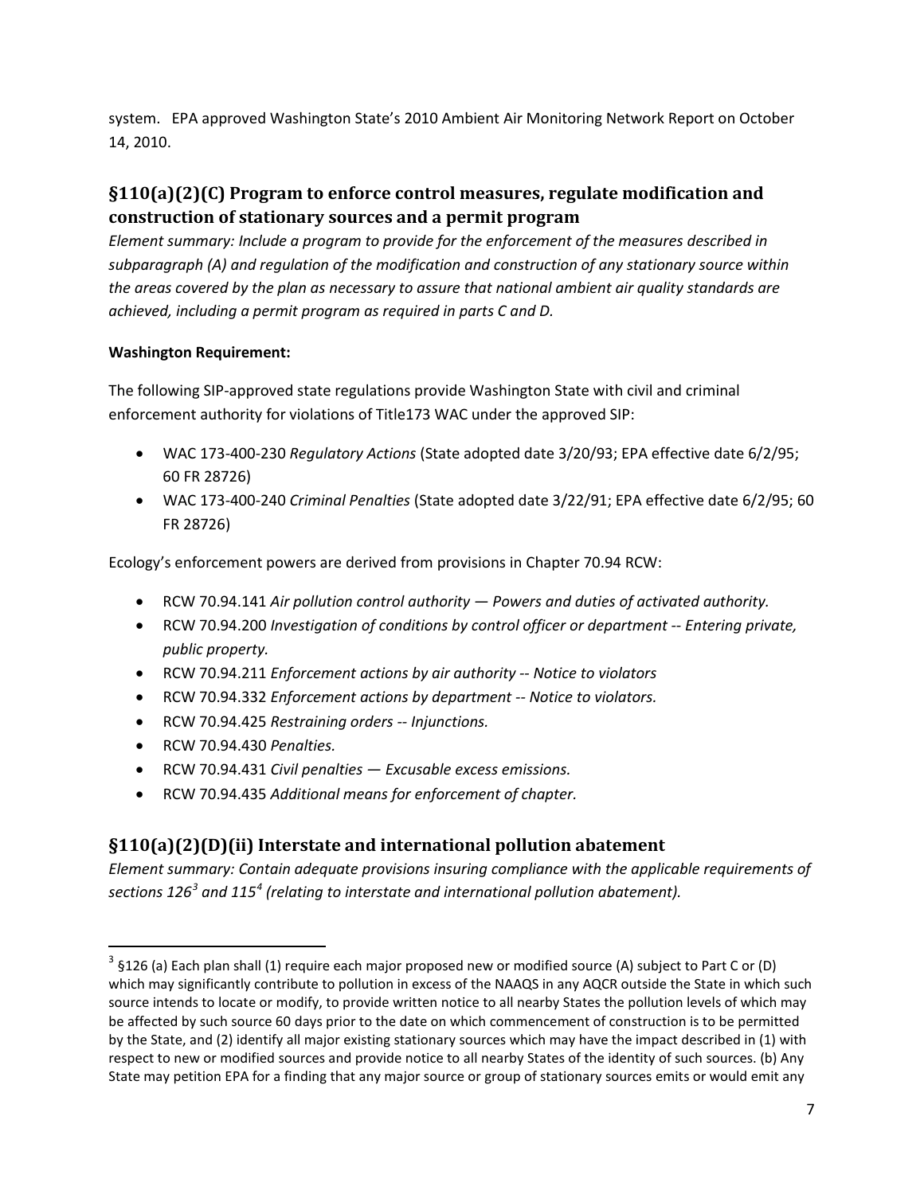system. EPA approved Washington State's 2010 Ambient Air Monitoring Network Report on October 14, 2010.

## §110(a)(2)(C) Program to enforce control measures, regulate modification and construction of stationary sources and a permit program

*Element summary: Include a program to provide for the enforcement of the measures described in subparagraph (A) and regulation of the modification and construction of any stationary source within the areas covered by the plan as necessary to assure that national ambient air quality standards are achieved, including a permit program as required in parts C and D.*

**Washington Requirement:**

The following SIP-approved state regulations provide Washington State with civil and criminal enforcement authority for violations of Title173 WAC under the approved SIP:

- WAC 173-400-230 *Regulatory Actions* (State adopted date 3/20/93; EPA effective date 6/2/95; 60 FR 28726)
- WAC 173-400-240 *Criminal Penalties* (State adopted date 3/22/91; EPA effective date 6/2/95; 60 FR 28726)

Ecology's enforcement powers are derived from provisions in Chapter 70.94 RCW:

- RCW 70.94.141 *Air pollution control authority — Powers and duties of activated authority.*
- RCW 70.94.200 *Investigation of conditions by control officer or department -- Entering private, public property.*
- RCW 70.94.211 *Enforcement actions by air authority -- Notice to violators*
- RCW 70.94.332 *Enforcement actions by department -- Notice to violators.*
- RCW 70.94.425 *Restraining orders -- Injunctions.*
- RCW 70.94.430 *Penalties.*
- RCW 70.94.431 *Civil penalties — Excusable excess emissions.*
- RCW 70.94.435 *Additional means for enforcement of chapter.*

## §110(a)(2)(D)(ii) Interstate and international pollution abatement

*Element summary: Contain adequate provisions insuring compliance with the applicable requirements of sections 126[3] and 115[4] (relating to interstate and international pollution abatement).*

---

[3] §126 (a) Each plan shall (1) require each major proposed new or modified source (A) subject to Part C or (D) which may significantly contribute to pollution in excess of the NAAQS in any AQCR outside the State in which such source intends to locate or modify, to provide written notice to all nearby States the pollution levels of which may be affected by such source 60 days prior to the date on which commencement of construction is to be permitted by the State, and (2) identify all major existing stationary sources which may have the impact described in (1) with respect to new or modified sources and provide notice to all nearby States of the identity of such sources. (b) Any State may petition EPA for a finding that any major source or group of stationary sources emits or would emit any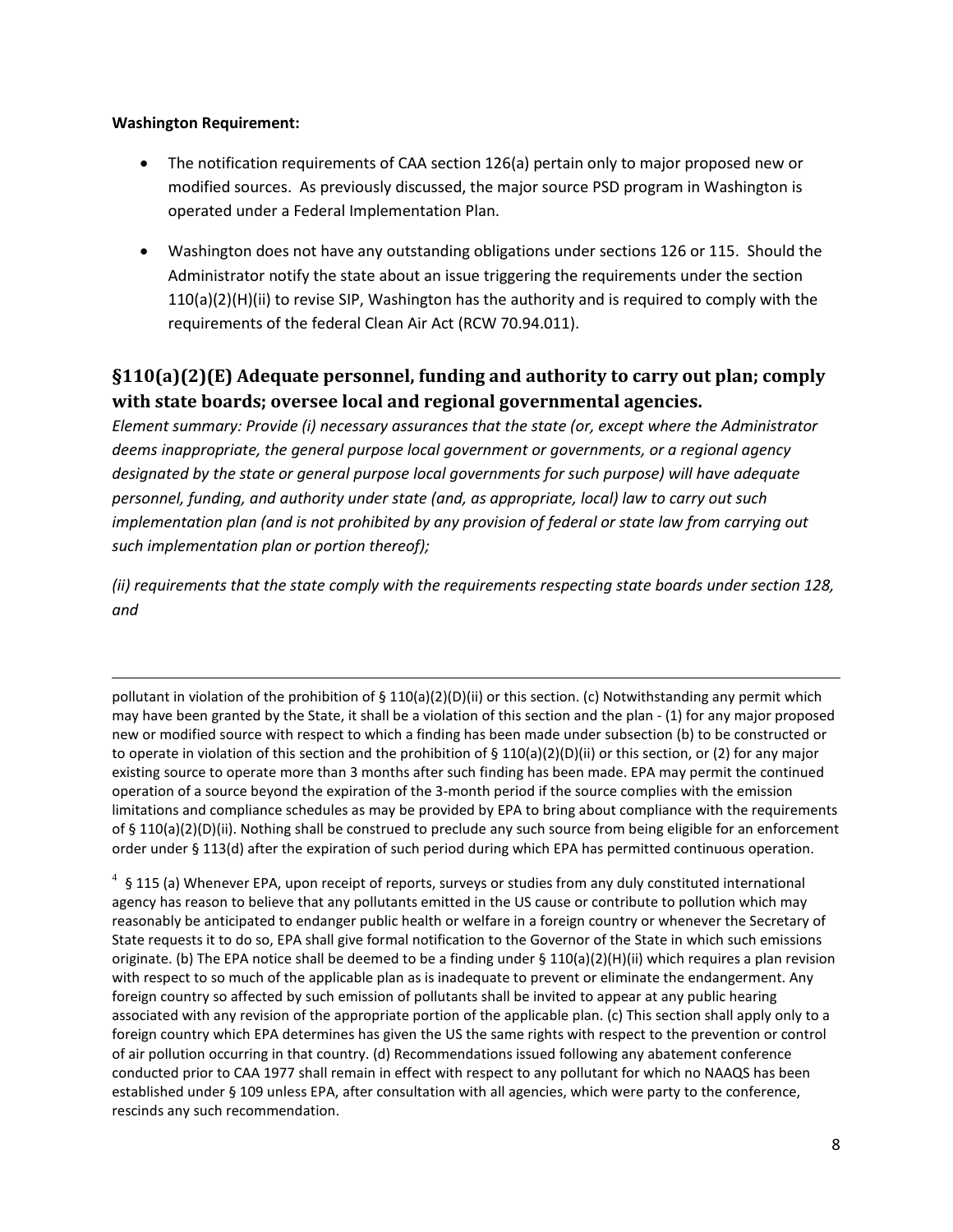**Washington Requirement:**

- The notification requirements of CAA section 126(a) pertain only to major proposed new or modified sources. As previously discussed, the major source PSD program in Washington is operated under a Federal Implementation Plan.
- Washington does not have any outstanding obligations under sections 126 or 115. Should the Administrator notify the state about an issue triggering the requirements under the section 110(a)(2)(H)(ii) to revise SIP, Washington has the authority and is required to comply with the requirements of the federal Clean Air Act (RCW 70.94.011).

## §110(a)(2)(E) Adequate personnel, funding and authority to carry out plan; comply with state boards; oversee local and regional governmental agencies.

*Element summary: Provide (i) necessary assurances that the state (or, except where the Administrator deems inappropriate, the general purpose local government or governments, or a regional agency designated by the state or general purpose local governments for such purpose) will have adequate personnel, funding, and authority under state (and, as appropriate, local) law to carry out such implementation plan (and is not prohibited by any provision of federal or state law from carrying out such implementation plan or portion thereof);*

*(ii) requirements that the state comply with the requirements respecting state boards under section 128, and*

---

pollutant in violation of the prohibition of § 110(a)(2)(D)(ii) or this section. (c) Notwithstanding any permit which may have been granted by the State, it shall be a violation of this section and the plan - (1) for any major proposed new or modified source with respect to which a finding has been made under subsection (b) to be constructed or to operate in violation of this section and the prohibition of § 110(a)(2)(D)(ii) or this section, or (2) for any major existing source to operate more than 3 months after such finding has been made. EPA may permit the continued operation of a source beyond the expiration of the 3-month period if the source complies with the emission limitations and compliance schedules as may be provided by EPA to bring about compliance with the requirements of § 110(a)(2)(D)(ii). Nothing shall be construed to preclude any such source from being eligible for an enforcement order under § 113(d) after the expiration of such period during which EPA has permitted continuous operation.

[4] § 115 (a) Whenever EPA, upon receipt of reports, surveys or studies from any duly constituted international agency has reason to believe that any pollutants emitted in the US cause or contribute to pollution which may reasonably be anticipated to endanger public health or welfare in a foreign country or whenever the Secretary of State requests it to do so, EPA shall give formal notification to the Governor of the State in which such emissions originate. (b) The EPA notice shall be deemed to be a finding under § 110(a)(2)(H)(ii) which requires a plan revision with respect to so much of the applicable plan as is inadequate to prevent or eliminate the endangerment. Any foreign country so affected by such emission of pollutants shall be invited to appear at any public hearing associated with any revision of the appropriate portion of the applicable plan. (c) This section shall apply only to a foreign country which EPA determines has given the US the same rights with respect to the prevention or control of air pollution occurring in that country. (d) Recommendations issued following any abatement conference conducted prior to CAA 1977 shall remain in effect with respect to any pollutant for which no NAAQS has been established under § 109 unless EPA, after consultation with all agencies, which were party to the conference, rescinds any such recommendation.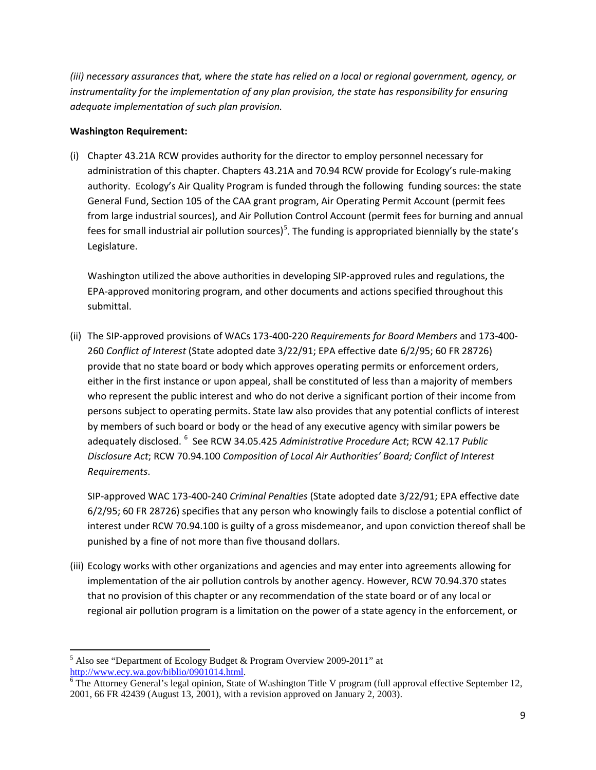*(iii) necessary assurances that, where the state has relied on a local or regional government, agency, or instrumentality for the implementation of any plan provision, the state has responsibility for ensuring adequate implementation of such plan provision.*

**Washington Requirement:**

(i) Chapter 43.21A RCW provides authority for the director to employ personnel necessary for administration of this chapter. Chapters 43.21A and 70.94 RCW provide for Ecology's rule-making authority. Ecology's Air Quality Program is funded through the following funding sources: the state General Fund, Section 105 of the CAA grant program, Air Operating Permit Account (permit fees from large industrial sources), and Air Pollution Control Account (permit fees for burning and annual fees for small industrial air pollution sources)[5]. The funding is appropriated biennially by the state's Legislature.

Washington utilized the above authorities in developing SIP-approved rules and regulations, the EPA-approved monitoring program, and other documents and actions specified throughout this submittal.

(ii) The SIP-approved provisions of WACs 173-400-220 *Requirements for Board Members* and 173-400-260 *Conflict of Interest* (State adopted date 3/22/91; EPA effective date 6/2/95; 60 FR 28726) provide that no state board or body which approves operating permits or enforcement orders, either in the first instance or upon appeal, shall be constituted of less than a majority of members who represent the public interest and who do not derive a significant portion of their income from persons subject to operating permits. State law also provides that any potential conflicts of interest by members of such board or body or the head of any executive agency with similar powers be adequately disclosed. [6] See RCW 34.05.425 *Administrative Procedure Act*; RCW 42.17 *Public Disclosure Act*; RCW 70.94.100 *Composition of Local Air Authorities' Board; Conflict of Interest Requirements*.

SIP-approved WAC 173-400-240 *Criminal Penalties* (State adopted date 3/22/91; EPA effective date 6/2/95; 60 FR 28726) specifies that any person who knowingly fails to disclose a potential conflict of interest under RCW 70.94.100 is guilty of a gross misdemeanor, and upon conviction thereof shall be punished by a fine of not more than five thousand dollars.

(iii) Ecology works with other organizations and agencies and may enter into agreements allowing for implementation of the air pollution controls by another agency. However, RCW 70.94.370 states that no provision of this chapter or any recommendation of the state board or of any local or regional air pollution program is a limitation on the power of a state agency in the enforcement, or

---

[5] Also see "Department of Ecology Budget & Program Overview 2009-2011" at http://www.ecy.wa.gov/biblio/0901014.html.

[6] The Attorney General's legal opinion, State of Washington Title V program (full approval effective September 12, 2001, 66 FR 42439 (August 13, 2001), with a revision approved on January 2, 2003).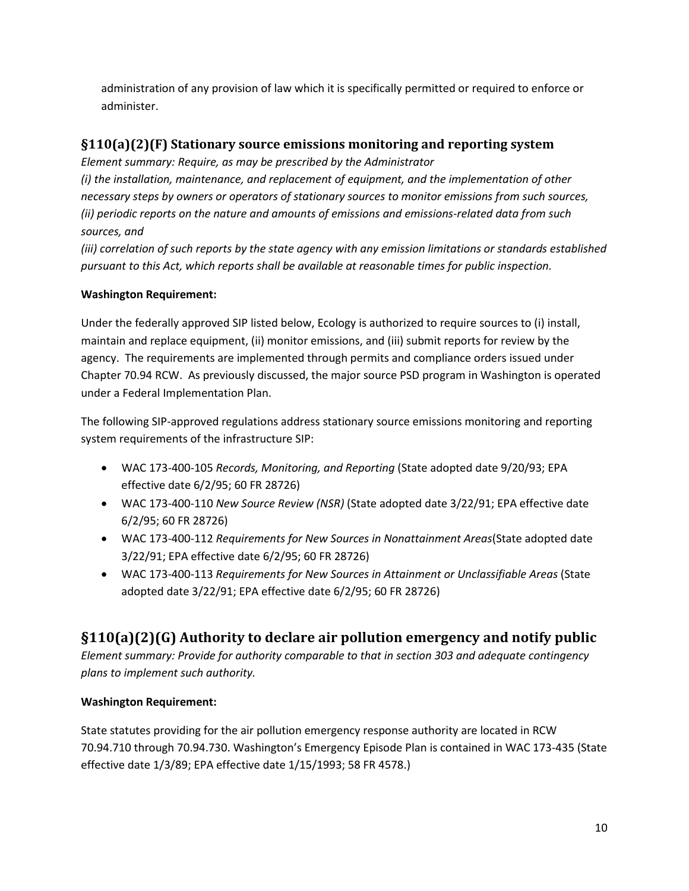administration of any provision of law which it is specifically permitted or required to enforce or administer.

## §110(a)(2)(F) Stationary source emissions monitoring and reporting system

*Element summary: Require, as may be prescribed by the Administrator*
*(i) the installation, maintenance, and replacement of equipment, and the implementation of other necessary steps by owners or operators of stationary sources to monitor emissions from such sources,*
*(ii) periodic reports on the nature and amounts of emissions and emissions-related data from such sources, and*
*(iii) correlation of such reports by the state agency with any emission limitations or standards established pursuant to this Act, which reports shall be available at reasonable times for public inspection.*

**Washington Requirement:**

Under the federally approved SIP listed below, Ecology is authorized to require sources to (i) install, maintain and replace equipment, (ii) monitor emissions, and (iii) submit reports for review by the agency. The requirements are implemented through permits and compliance orders issued under Chapter 70.94 RCW. As previously discussed, the major source PSD program in Washington is operated under a Federal Implementation Plan.

The following SIP-approved regulations address stationary source emissions monitoring and reporting system requirements of the infrastructure SIP:

- WAC 173-400-105 *Records, Monitoring, and Reporting* (State adopted date 9/20/93; EPA effective date 6/2/95; 60 FR 28726)
- WAC 173-400-110 *New Source Review (NSR)* (State adopted date 3/22/91; EPA effective date 6/2/95; 60 FR 28726)
- WAC 173-400-112 *Requirements for New Sources in Nonattainment Areas*(State adopted date 3/22/91; EPA effective date 6/2/95; 60 FR 28726)
- WAC 173-400-113 *Requirements for New Sources in Attainment or Unclassifiable Areas* (State adopted date 3/22/91; EPA effective date 6/2/95; 60 FR 28726)

## §110(a)(2)(G) Authority to declare air pollution emergency and notify public

*Element summary: Provide for authority comparable to that in section 303 and adequate contingency plans to implement such authority.*

**Washington Requirement:**

State statutes providing for the air pollution emergency response authority are located in RCW 70.94.710 through 70.94.730. Washington's Emergency Episode Plan is contained in WAC 173-435 (State effective date 1/3/89; EPA effective date 1/15/1993; 58 FR 4578.)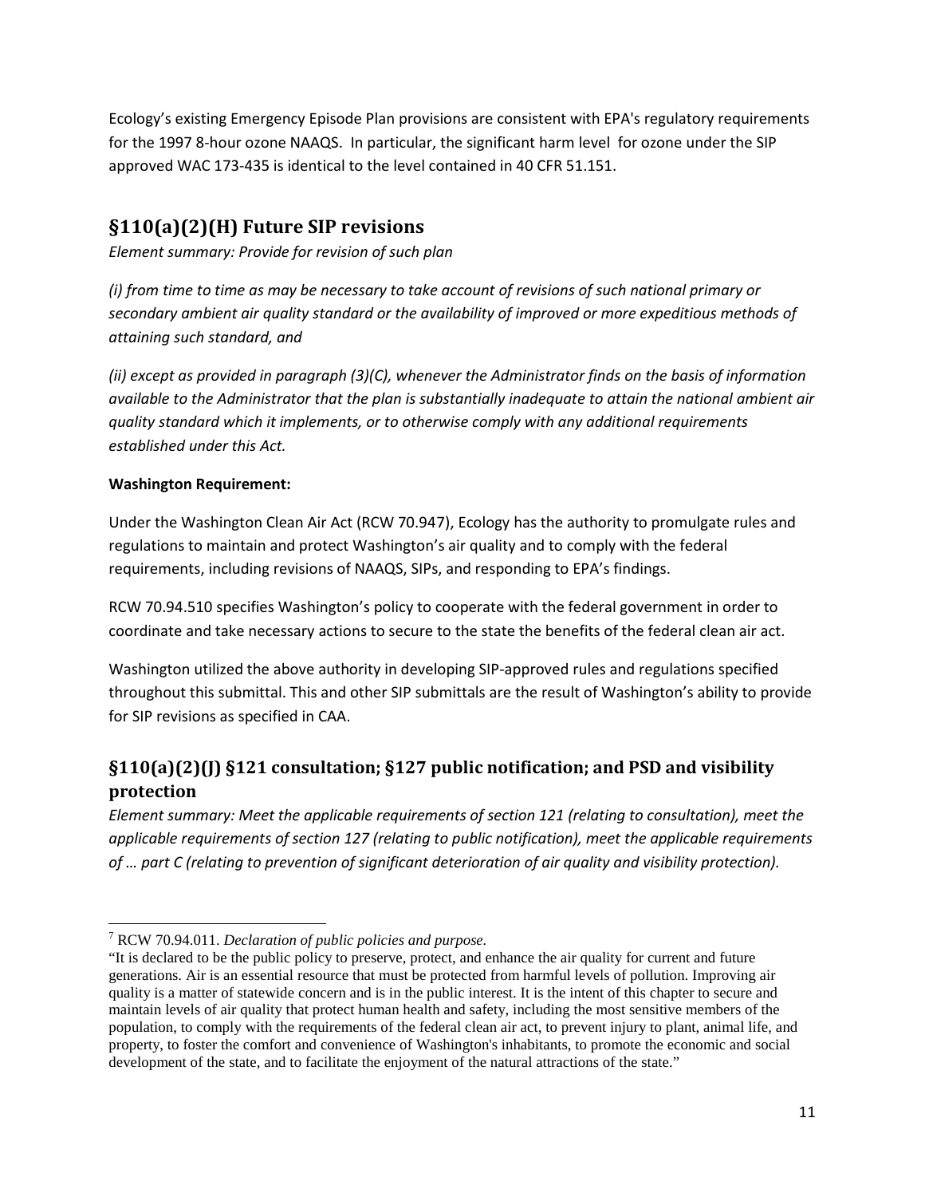Ecology's existing Emergency Episode Plan provisions are consistent with EPA's regulatory requirements for the 1997 8-hour ozone NAAQS. In particular, the significant harm level for ozone under the SIP approved WAC 173-435 is identical to the level contained in 40 CFR 51.151.

## §110(a)(2)(H) Future SIP revisions

*Element summary: Provide for revision of such plan*

*(i) from time to time as may be necessary to take account of revisions of such national primary or secondary ambient air quality standard or the availability of improved or more expeditious methods of attaining such standard, and*

*(ii) except as provided in paragraph (3)(C), whenever the Administrator finds on the basis of information available to the Administrator that the plan is substantially inadequate to attain the national ambient air quality standard which it implements, or to otherwise comply with any additional requirements established under this Act.*

**Washington Requirement:**

Under the Washington Clean Air Act (RCW 70.947), Ecology has the authority to promulgate rules and regulations to maintain and protect Washington's air quality and to comply with the federal requirements, including revisions of NAAQS, SIPs, and responding to EPA's findings.

RCW 70.94.510 specifies Washington's policy to cooperate with the federal government in order to coordinate and take necessary actions to secure to the state the benefits of the federal clean air act.

Washington utilized the above authority in developing SIP-approved rules and regulations specified throughout this submittal. This and other SIP submittals are the result of Washington's ability to provide for SIP revisions as specified in CAA.

## §110(a)(2)(J) §121 consultation; §127 public notification; and PSD and visibility protection

*Element summary: Meet the applicable requirements of section 121 (relating to consultation), meet the applicable requirements of section 127 (relating to public notification), meet the applicable requirements of … part C (relating to prevention of significant deterioration of air quality and visibility protection).*

---

[7] RCW 70.94.011. *Declaration of public policies and purpose.*

"It is declared to be the public policy to preserve, protect, and enhance the air quality for current and future generations. Air is an essential resource that must be protected from harmful levels of pollution. Improving air quality is a matter of statewide concern and is in the public interest. It is the intent of this chapter to secure and maintain levels of air quality that protect human health and safety, including the most sensitive members of the population, to comply with the requirements of the federal clean air act, to prevent injury to plant, animal life, and property, to foster the comfort and convenience of Washington's inhabitants, to promote the economic and social development of the state, and to facilitate the enjoyment of the natural attractions of the state."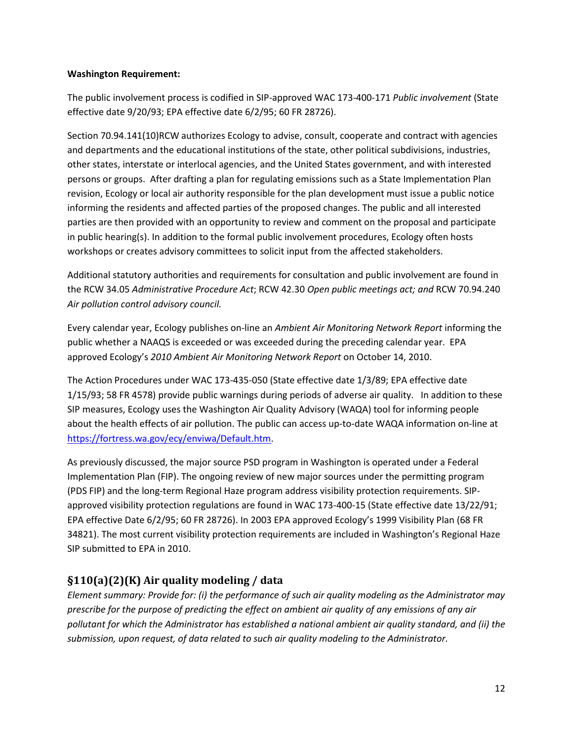**Washington Requirement:**

The public involvement process is codified in SIP-approved WAC 173-400-171 *Public involvement* (State effective date 9/20/93; EPA effective date 6/2/95; 60 FR 28726).

Section 70.94.141(10)RCW authorizes Ecology to advise, consult, cooperate and contract with agencies and departments and the educational institutions of the state, other political subdivisions, industries, other states, interstate or interlocal agencies, and the United States government, and with interested persons or groups. After drafting a plan for regulating emissions such as a State Implementation Plan revision, Ecology or local air authority responsible for the plan development must issue a public notice informing the residents and affected parties of the proposed changes. The public and all interested parties are then provided with an opportunity to review and comment on the proposal and participate in public hearing(s). In addition to the formal public involvement procedures, Ecology often hosts workshops or creates advisory committees to solicit input from the affected stakeholders.

Additional statutory authorities and requirements for consultation and public involvement are found in the RCW 34.05 *Administrative Procedure Act*; RCW 42.30 *Open public meetings act; and* RCW 70.94.240 *Air pollution control advisory council.*

Every calendar year, Ecology publishes on-line an *Ambient Air Monitoring Network Report* informing the public whether a NAAQS is exceeded or was exceeded during the preceding calendar year. EPA approved Ecology's *2010 Ambient Air Monitoring Network Report* on October 14, 2010.

The Action Procedures under WAC 173-435-050 (State effective date 1/3/89; EPA effective date 1/15/93; 58 FR 4578) provide public warnings during periods of adverse air quality. In addition to these SIP measures, Ecology uses the Washington Air Quality Advisory (WAQA) tool for informing people about the health effects of air pollution. The public can access up-to-date WAQA information on-line at https://fortress.wa.gov/ecy/enviwa/Default.htm.

As previously discussed, the major source PSD program in Washington is operated under a Federal Implementation Plan (FIP). The ongoing review of new major sources under the permitting program (PDS FIP) and the long-term Regional Haze program address visibility protection requirements. SIP-approved visibility protection regulations are found in WAC 173-400-15 (State effective date 13/22/91; EPA effective Date 6/2/95; 60 FR 28726). In 2003 EPA approved Ecology's 1999 Visibility Plan (68 FR 34821). The most current visibility protection requirements are included in Washington's Regional Haze SIP submitted to EPA in 2010.

## §110(a)(2)(K) Air quality modeling / data

*Element summary: Provide for: (i) the performance of such air quality modeling as the Administrator may prescribe for the purpose of predicting the effect on ambient air quality of any emissions of any air pollutant for which the Administrator has established a national ambient air quality standard, and (ii) the submission, upon request, of data related to such air quality modeling to the Administrator.*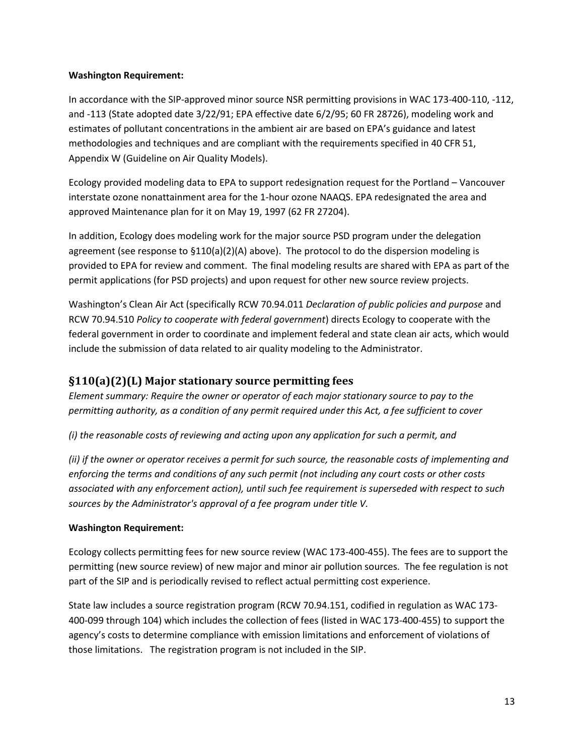**Washington Requirement:**

In accordance with the SIP-approved minor source NSR permitting provisions in WAC 173-400-110, -112, and -113 (State adopted date 3/22/91; EPA effective date 6/2/95; 60 FR 28726), modeling work and estimates of pollutant concentrations in the ambient air are based on EPA's guidance and latest methodologies and techniques and are compliant with the requirements specified in 40 CFR 51, Appendix W (Guideline on Air Quality Models).

Ecology provided modeling data to EPA to support redesignation request for the Portland – Vancouver interstate ozone nonattainment area for the 1-hour ozone NAAQS. EPA redesignated the area and approved Maintenance plan for it on May 19, 1997 (62 FR 27204).

In addition, Ecology does modeling work for the major source PSD program under the delegation agreement (see response to §110(a)(2)(A) above). The protocol to do the dispersion modeling is provided to EPA for review and comment. The final modeling results are shared with EPA as part of the permit applications (for PSD projects) and upon request for other new source review projects.

Washington's Clean Air Act (specifically RCW 70.94.011 *Declaration of public policies and purpose* and RCW 70.94.510 *Policy to cooperate with federal government*) directs Ecology to cooperate with the federal government in order to coordinate and implement federal and state clean air acts, which would include the submission of data related to air quality modeling to the Administrator.

## §110(a)(2)(L) Major stationary source permitting fees

*Element summary: Require the owner or operator of each major stationary source to pay to the permitting authority, as a condition of any permit required under this Act, a fee sufficient to cover*

*(i) the reasonable costs of reviewing and acting upon any application for such a permit, and*

*(ii) if the owner or operator receives a permit for such source, the reasonable costs of implementing and enforcing the terms and conditions of any such permit (not including any court costs or other costs associated with any enforcement action), until such fee requirement is superseded with respect to such sources by the Administrator's approval of a fee program under title V.*

**Washington Requirement:**

Ecology collects permitting fees for new source review (WAC 173-400-455). The fees are to support the permitting (new source review) of new major and minor air pollution sources. The fee regulation is not part of the SIP and is periodically revised to reflect actual permitting cost experience.

State law includes a source registration program (RCW 70.94.151, codified in regulation as WAC 173-400-099 through 104) which includes the collection of fees (listed in WAC 173-400-455) to support the agency's costs to determine compliance with emission limitations and enforcement of violations of those limitations. The registration program is not included in the SIP.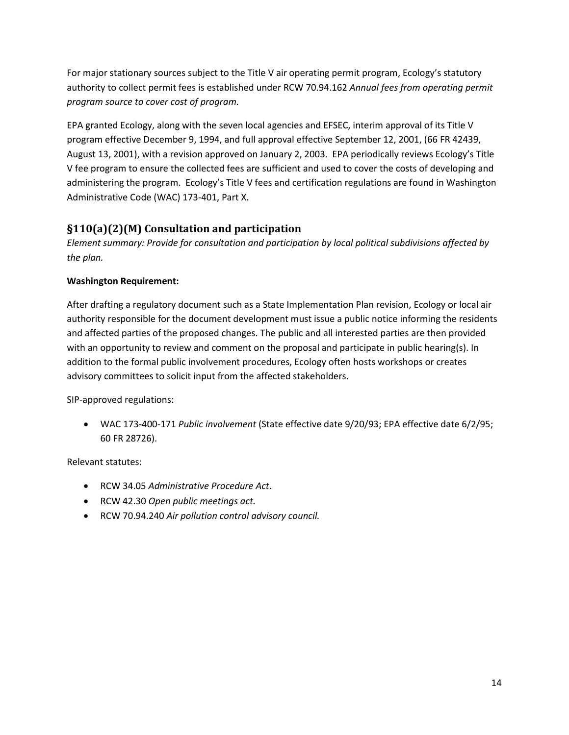For major stationary sources subject to the Title V air operating permit program, Ecology's statutory authority to collect permit fees is established under RCW 70.94.162 *Annual fees from operating permit program source to cover cost of program.*

EPA granted Ecology, along with the seven local agencies and EFSEC, interim approval of its Title V program effective December 9, 1994, and full approval effective September 12, 2001, (66 FR 42439, August 13, 2001), with a revision approved on January 2, 2003. EPA periodically reviews Ecology's Title V fee program to ensure the collected fees are sufficient and used to cover the costs of developing and administering the program. Ecology's Title V fees and certification regulations are found in Washington Administrative Code (WAC) 173-401, Part X.

## §110(a)(2)(M) Consultation and participation

*Element summary: Provide for consultation and participation by local political subdivisions affected by the plan.*

**Washington Requirement:**

After drafting a regulatory document such as a State Implementation Plan revision, Ecology or local air authority responsible for the document development must issue a public notice informing the residents and affected parties of the proposed changes. The public and all interested parties are then provided with an opportunity to review and comment on the proposal and participate in public hearing(s). In addition to the formal public involvement procedures, Ecology often hosts workshops or creates advisory committees to solicit input from the affected stakeholders.

SIP-approved regulations:

- WAC 173-400-171 *Public involvement* (State effective date 9/20/93; EPA effective date 6/2/95; 60 FR 28726).

Relevant statutes:

- RCW 34.05 *Administrative Procedure Act*.
- RCW 42.30 *Open public meetings act.*
- RCW 70.94.240 *Air pollution control advisory council.*